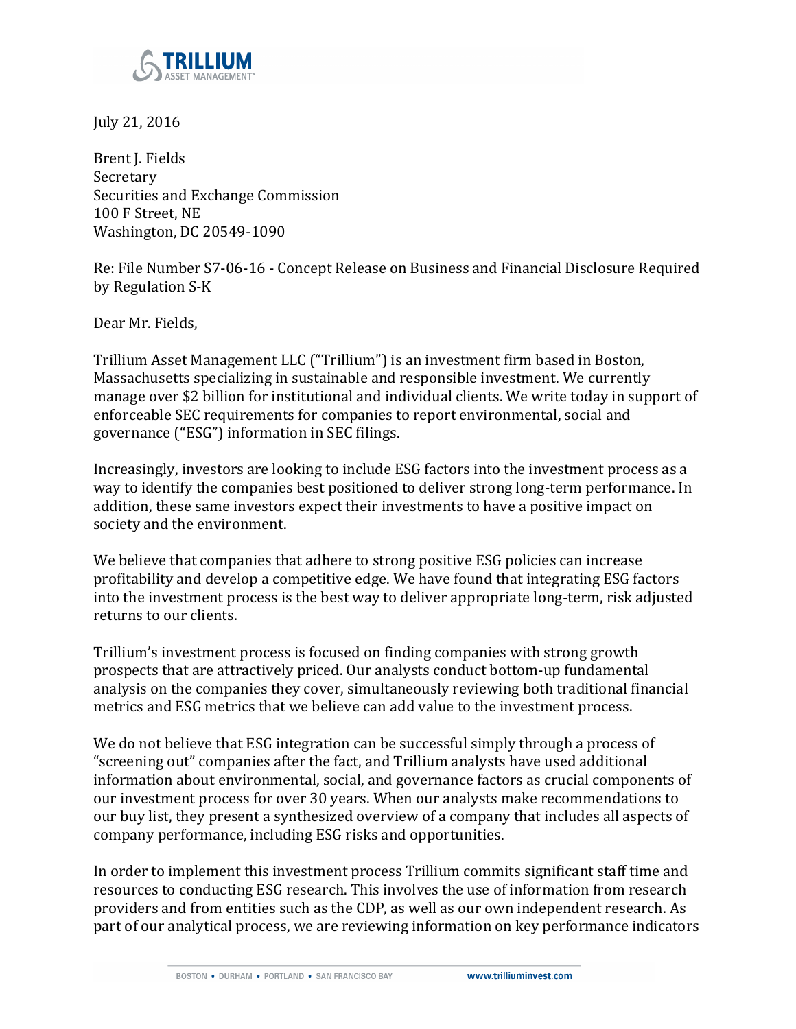July 21, 2016

Brent J. Fields
Secretary
Securities and Exchange Commission
100 F Street, NE
Washington, DC 20549-1090

Re: File Number S7-06-16 - Concept Release on Business and Financial Disclosure Required by Regulation S-K

Dear Mr. Fields,

Trillium Asset Management LLC ("Trillium") is an investment firm based in Boston, Massachusetts specializing in sustainable and responsible investment. We currently manage over $2 billion for institutional and individual clients. We write today in support of enforceable SEC requirements for companies to report environmental, social and governance ("ESG") information in SEC filings.

Increasingly, investors are looking to include ESG factors into the investment process as a way to identify the companies best positioned to deliver strong long-term performance. In addition, these same investors expect their investments to have a positive impact on society and the environment.

We believe that companies that adhere to strong positive ESG policies can increase profitability and develop a competitive edge. We have found that integrating ESG factors into the investment process is the best way to deliver appropriate long-term, risk adjusted returns to our clients.

Trillium's investment process is focused on finding companies with strong growth prospects that are attractively priced. Our analysts conduct bottom-up fundamental analysis on the companies they cover, simultaneously reviewing both traditional financial metrics and ESG metrics that we believe can add value to the investment process.

We do not believe that ESG integration can be successful simply through a process of "screening out" companies after the fact, and Trillium analysts have used additional information about environmental, social, and governance factors as crucial components of our investment process for over 30 years. When our analysts make recommendations to our buy list, they present a synthesized overview of a company that includes all aspects of company performance, including ESG risks and opportunities.

In order to implement this investment process Trillium commits significant staff time and resources to conducting ESG research. This involves the use of information from research providers and from entities such as the CDP, as well as our own independent research. As part of our analytical process, we are reviewing information on key performance indicators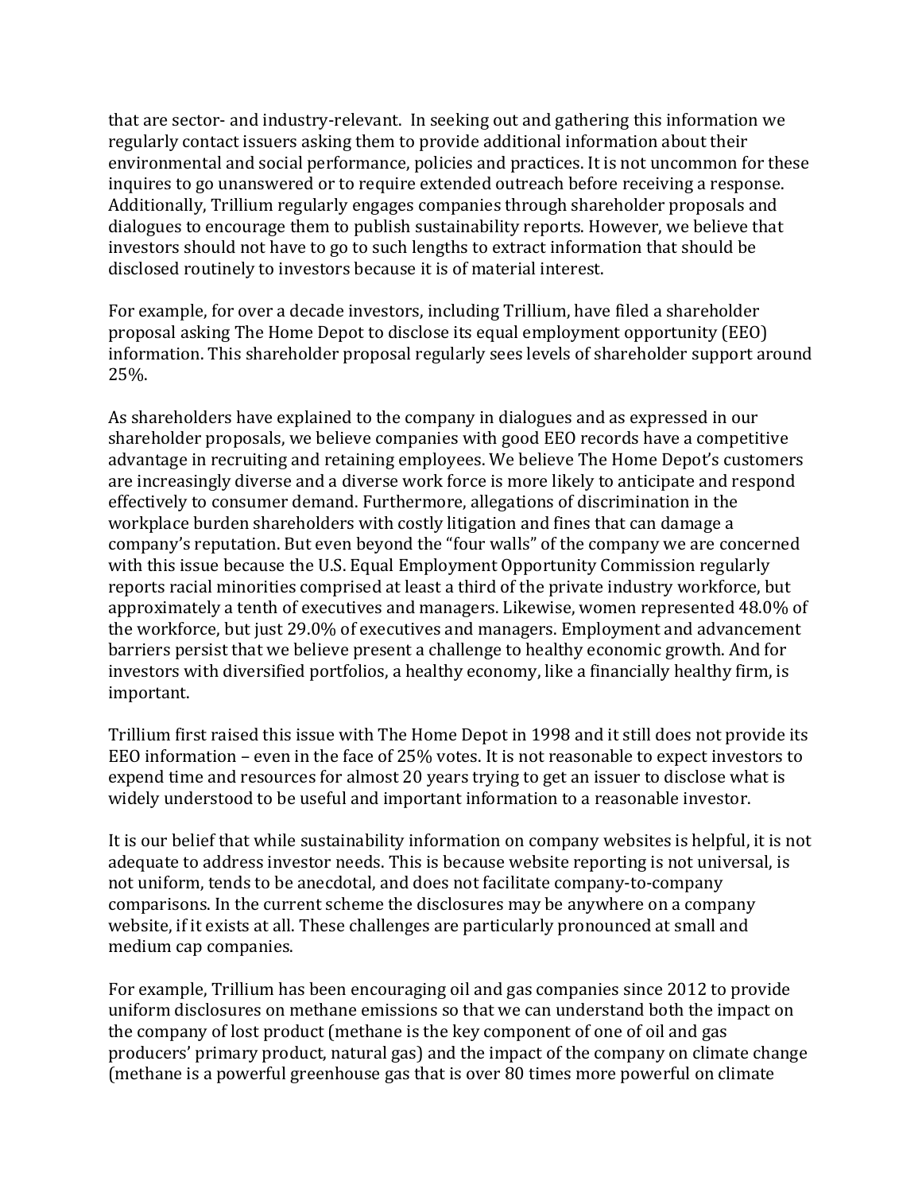that are sector- and industry-relevant. In seeking out and gathering this information we regularly contact issuers asking them to provide additional information about their environmental and social performance, policies and practices. It is not uncommon for these inquires to go unanswered or to require extended outreach before receiving a response. Additionally, Trillium regularly engages companies through shareholder proposals and dialogues to encourage them to publish sustainability reports. However, we believe that investors should not have to go to such lengths to extract information that should be disclosed routinely to investors because it is of material interest.

For example, for over a decade investors, including Trillium, have filed a shareholder proposal asking The Home Depot to disclose its equal employment opportunity (EEO) information. This shareholder proposal regularly sees levels of shareholder support around 25%.

As shareholders have explained to the company in dialogues and as expressed in our shareholder proposals, we believe companies with good EEO records have a competitive advantage in recruiting and retaining employees. We believe The Home Depot's customers are increasingly diverse and a diverse work force is more likely to anticipate and respond effectively to consumer demand. Furthermore, allegations of discrimination in the workplace burden shareholders with costly litigation and fines that can damage a company's reputation. But even beyond the "four walls" of the company we are concerned with this issue because the U.S. Equal Employment Opportunity Commission regularly reports racial minorities comprised at least a third of the private industry workforce, but approximately a tenth of executives and managers. Likewise, women represented 48.0% of the workforce, but just 29.0% of executives and managers. Employment and advancement barriers persist that we believe present a challenge to healthy economic growth. And for investors with diversified portfolios, a healthy economy, like a financially healthy firm, is important.

Trillium first raised this issue with The Home Depot in 1998 and it still does not provide its EEO information – even in the face of 25% votes. It is not reasonable to expect investors to expend time and resources for almost 20 years trying to get an issuer to disclose what is widely understood to be useful and important information to a reasonable investor.

It is our belief that while sustainability information on company websites is helpful, it is not adequate to address investor needs. This is because website reporting is not universal, is not uniform, tends to be anecdotal, and does not facilitate company-to-company comparisons. In the current scheme the disclosures may be anywhere on a company website, if it exists at all. These challenges are particularly pronounced at small and medium cap companies.

For example, Trillium has been encouraging oil and gas companies since 2012 to provide uniform disclosures on methane emissions so that we can understand both the impact on the company of lost product (methane is the key component of one of oil and gas producers' primary product, natural gas) and the impact of the company on climate change (methane is a powerful greenhouse gas that is over 80 times more powerful on climate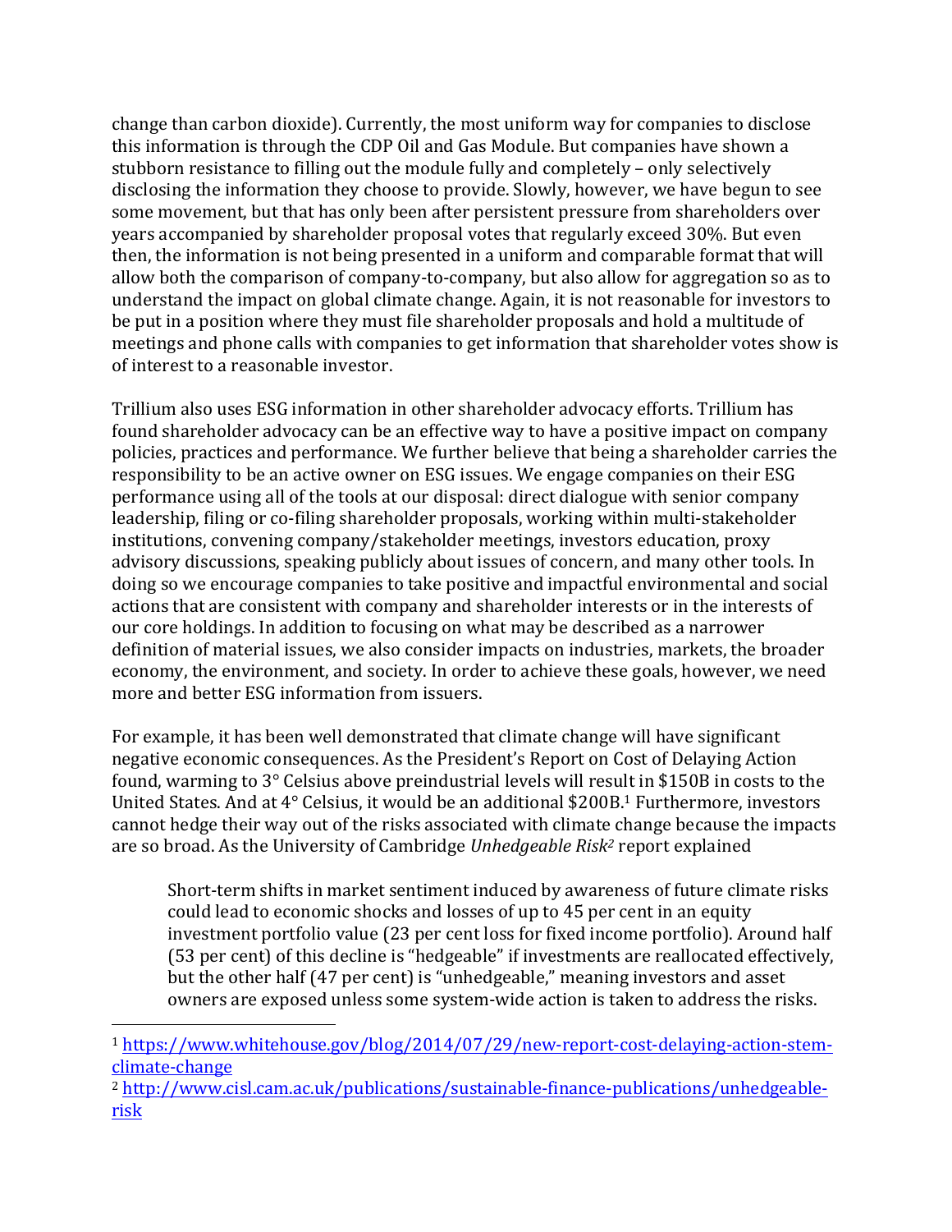change than carbon dioxide). Currently, the most uniform way for companies to disclose this information is through the CDP Oil and Gas Module. But companies have shown a stubborn resistance to filling out the module fully and completely – only selectively disclosing the information they choose to provide. Slowly, however, we have begun to see some movement, but that has only been after persistent pressure from shareholders over years accompanied by shareholder proposal votes that regularly exceed 30%. But even then, the information is not being presented in a uniform and comparable format that will allow both the comparison of company-to-company, but also allow for aggregation so as to understand the impact on global climate change. Again, it is not reasonable for investors to be put in a position where they must file shareholder proposals and hold a multitude of meetings and phone calls with companies to get information that shareholder votes show is of interest to a reasonable investor.

Trillium also uses ESG information in other shareholder advocacy efforts. Trillium has found shareholder advocacy can be an effective way to have a positive impact on company policies, practices and performance. We further believe that being a shareholder carries the responsibility to be an active owner on ESG issues. We engage companies on their ESG performance using all of the tools at our disposal: direct dialogue with senior company leadership, filing or co-filing shareholder proposals, working within multi-stakeholder institutions, convening company/stakeholder meetings, investors education, proxy advisory discussions, speaking publicly about issues of concern, and many other tools. In doing so we encourage companies to take positive and impactful environmental and social actions that are consistent with company and shareholder interests or in the interests of our core holdings. In addition to focusing on what may be described as a narrower definition of material issues, we also consider impacts on industries, markets, the broader economy, the environment, and society. In order to achieve these goals, however, we need more and better ESG information from issuers.

For example, it has been well demonstrated that climate change will have significant negative economic consequences. As the President's Report on Cost of Delaying Action found, warming to 3° Celsius above preindustrial levels will result in $150B in costs to the United States. And at 4° Celsius, it would be an additional $200B.[1] Furthermore, investors cannot hedge their way out of the risks associated with climate change because the impacts are so broad. As the University of Cambridge *Unhedgeable Risk*[2] report explained

> Short-term shifts in market sentiment induced by awareness of future climate risks could lead to economic shocks and losses of up to 45 per cent in an equity investment portfolio value (23 per cent loss for fixed income portfolio). Around half (53 per cent) of this decline is "hedgeable" if investments are reallocated effectively, but the other half (47 per cent) is "unhedgeable," meaning investors and asset owners are exposed unless some system-wide action is taken to address the risks.

---

[1] https://www.whitehouse.gov/blog/2014/07/29/new-report-cost-delaying-action-stem-climate-change

[2] http://www.cisl.cam.ac.uk/publications/sustainable-finance-publications/unhedgeable-risk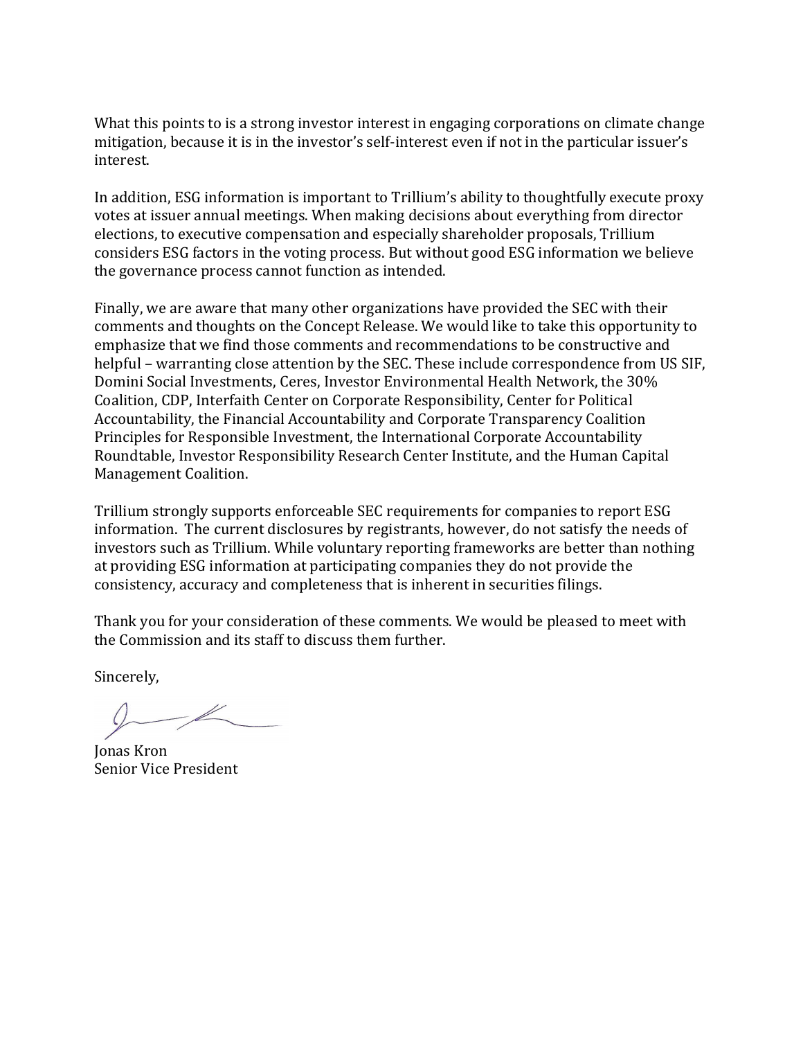What this points to is a strong investor interest in engaging corporations on climate change mitigation, because it is in the investor's self-interest even if not in the particular issuer's interest.

In addition, ESG information is important to Trillium's ability to thoughtfully execute proxy votes at issuer annual meetings. When making decisions about everything from director elections, to executive compensation and especially shareholder proposals, Trillium considers ESG factors in the voting process. But without good ESG information we believe the governance process cannot function as intended.

Finally, we are aware that many other organizations have provided the SEC with their comments and thoughts on the Concept Release. We would like to take this opportunity to emphasize that we find those comments and recommendations to be constructive and helpful – warranting close attention by the SEC. These include correspondence from US SIF, Domini Social Investments, Ceres, Investor Environmental Health Network, the 30% Coalition, CDP, Interfaith Center on Corporate Responsibility, Center for Political Accountability, the Financial Accountability and Corporate Transparency Coalition Principles for Responsible Investment, the International Corporate Accountability Roundtable, Investor Responsibility Research Center Institute, and the Human Capital Management Coalition.

Trillium strongly supports enforceable SEC requirements for companies to report ESG information. The current disclosures by registrants, however, do not satisfy the needs of investors such as Trillium. While voluntary reporting frameworks are better than nothing at providing ESG information at participating companies they do not provide the consistency, accuracy and completeness that is inherent in securities filings.

Thank you for your consideration of these comments. We would be pleased to meet with the Commission and its staff to discuss them further.

Sincerely,

Jonas Kron
Senior Vice President